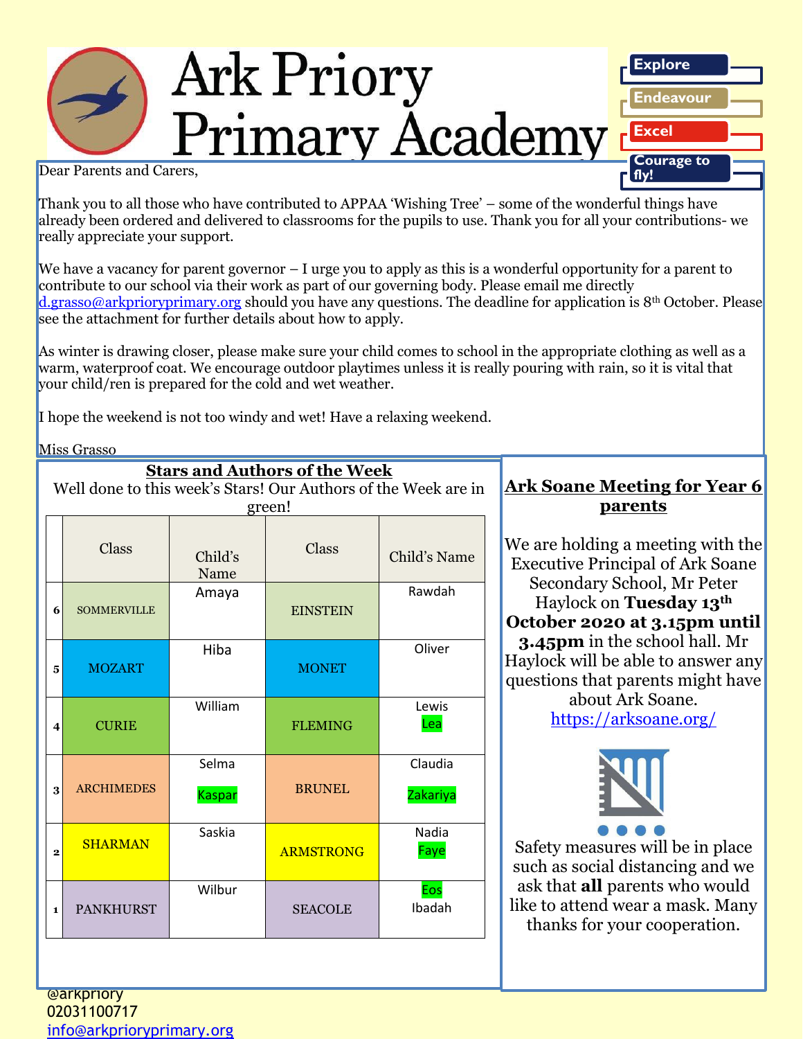# Ark Priory Primary Academy

Explore
Endeavour
Excel
Courage to fly!

Dear Parents and Carers,

Thank you to all those who have contributed to APPAA 'Wishing Tree' – some of the wonderful things have already been ordered and delivered to classrooms for the pupils to use. Thank you for all your contributions- we really appreciate your support.

We have a vacancy for parent governor – I urge you to apply as this is a wonderful opportunity for a parent to contribute to our school via their work as part of our governing body. Please email me directly d.grasso@arkprioryprimary.org should you have any questions. The deadline for application is 8th October. Please see the attachment for further details about how to apply.

As winter is drawing closer, please make sure your child comes to school in the appropriate clothing as well as a warm, waterproof coat. We encourage outdoor playtimes unless it is really pouring with rain, so it is vital that your child/ren is prepared for the cold and wet weather.

I hope the weekend is not too windy and wet! Have a relaxing weekend.

Miss Grasso

## Stars and Authors of the Week

Well done to this week's Stars! Our Authors of the Week are in green!

| | Class | Child's Name | Class | Child's Name |
|---|---|---|---|---|
| 6 | SOMMERVILLE | Amaya | EINSTEIN | Rawdah |
| 5 | MOZART | Hiba | MONET | Oliver |
| 4 | CURIE | William | FLEMING | Lewis<br>Lea |
| 3 | ARCHIMEDES | Selma<br>Kaspar | BRUNEL | Claudia<br>Zakariya |
| 2 | SHARMAN | Saskia | ARMSTRONG | Nadia<br>Faye |
| 1 | PANKHURST | Wilbur | SEACOLE | Eos<br>Ibadah |

## Ark Soane Meeting for Year 6 parents

We are holding a meeting with the Executive Principal of Ark Soane Secondary School, Mr Peter Haylock on **Tuesday 13th October 2020 at 3.15pm until 3.45pm** in the school hall. Mr Haylock will be able to answer any questions that parents might have about Ark Soane.
https://arksoane.org/

Safety measures will be in place such as social distancing and we ask that **all** parents who would like to attend wear a mask. Many thanks for your cooperation.

@arkpriory
02031100717
info@arkprioryprimary.org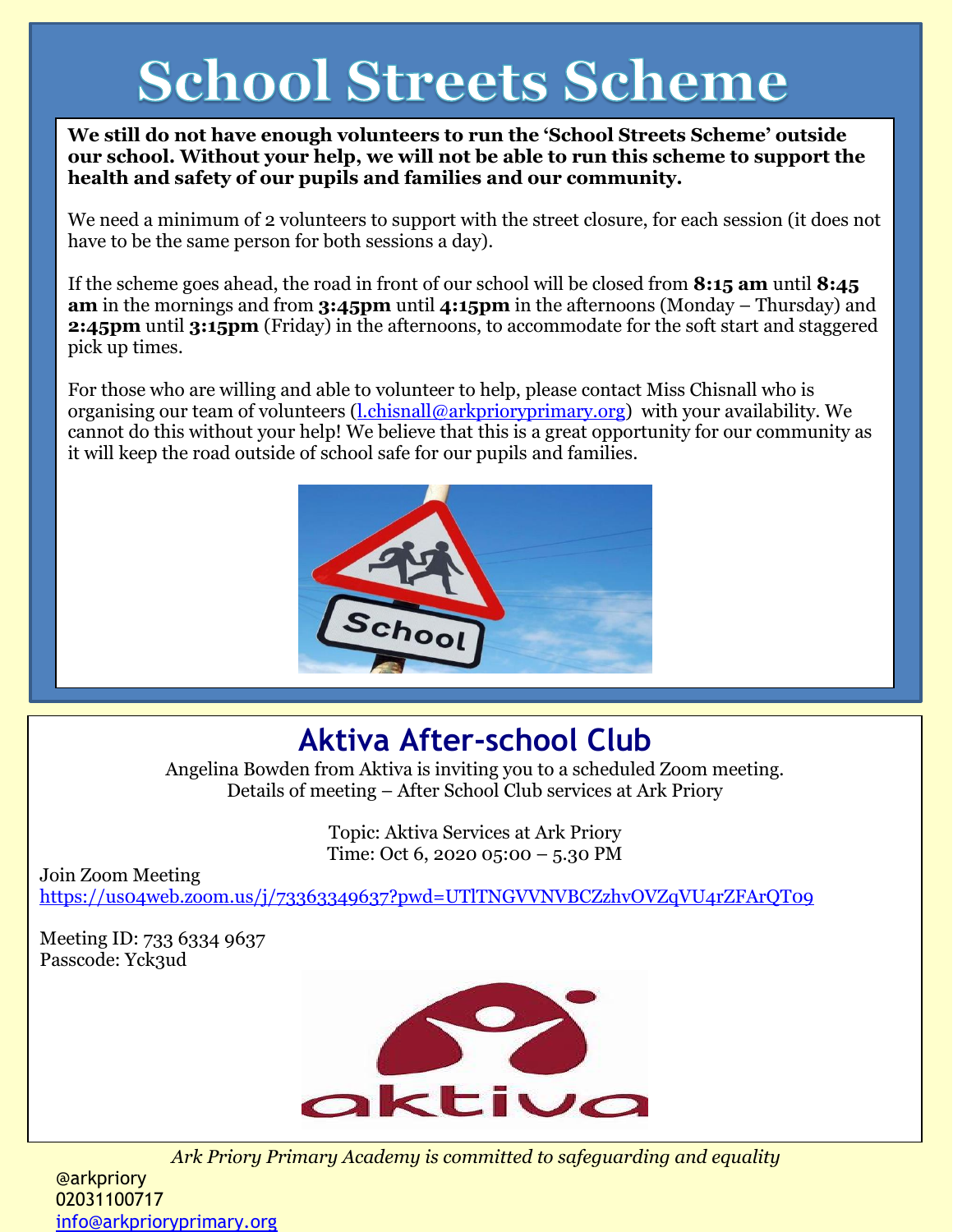# School Streets Scheme

**We still do not have enough volunteers to run the 'School Streets Scheme' outside our school. Without your help, we will not be able to run this scheme to support the health and safety of our pupils and families and our community.**

We need a minimum of 2 volunteers to support with the street closure, for each session (it does not have to be the same person for both sessions a day).

If the scheme goes ahead, the road in front of our school will be closed from **8:15 am** until **8:45 am** in the mornings and from **3:45pm** until **4:15pm** in the afternoons (Monday – Thursday) and **2:45pm** until **3:15pm** (Friday) in the afternoons, to accommodate for the soft start and staggered pick up times.

For those who are willing and able to volunteer to help, please contact Miss Chisnall who is organising our team of volunteers (l.chisnall@arkprioryprimary.org) with your availability. We cannot do this without your help! We believe that this is a great opportunity for our community as it will keep the road outside of school safe for our pupils and families.

## Aktiva After-school Club

Angelina Bowden from Aktiva is inviting you to a scheduled Zoom meeting.
Details of meeting – After School Club services at Ark Priory

Topic: Aktiva Services at Ark Priory
Time: Oct 6, 2020 05:00 – 5.30 PM

Join Zoom Meeting
https://us04web.zoom.us/j/73363349637?pwd=UTlTNGVVNVBCZzhvOVZqVU4rZFArQT09

Meeting ID: 733 6334 9637
Passcode: Yck3ud

*Ark Priory Primary Academy is committed to safeguarding and equality*

@arkpriory
02031100717
info@arkprioryprimary.org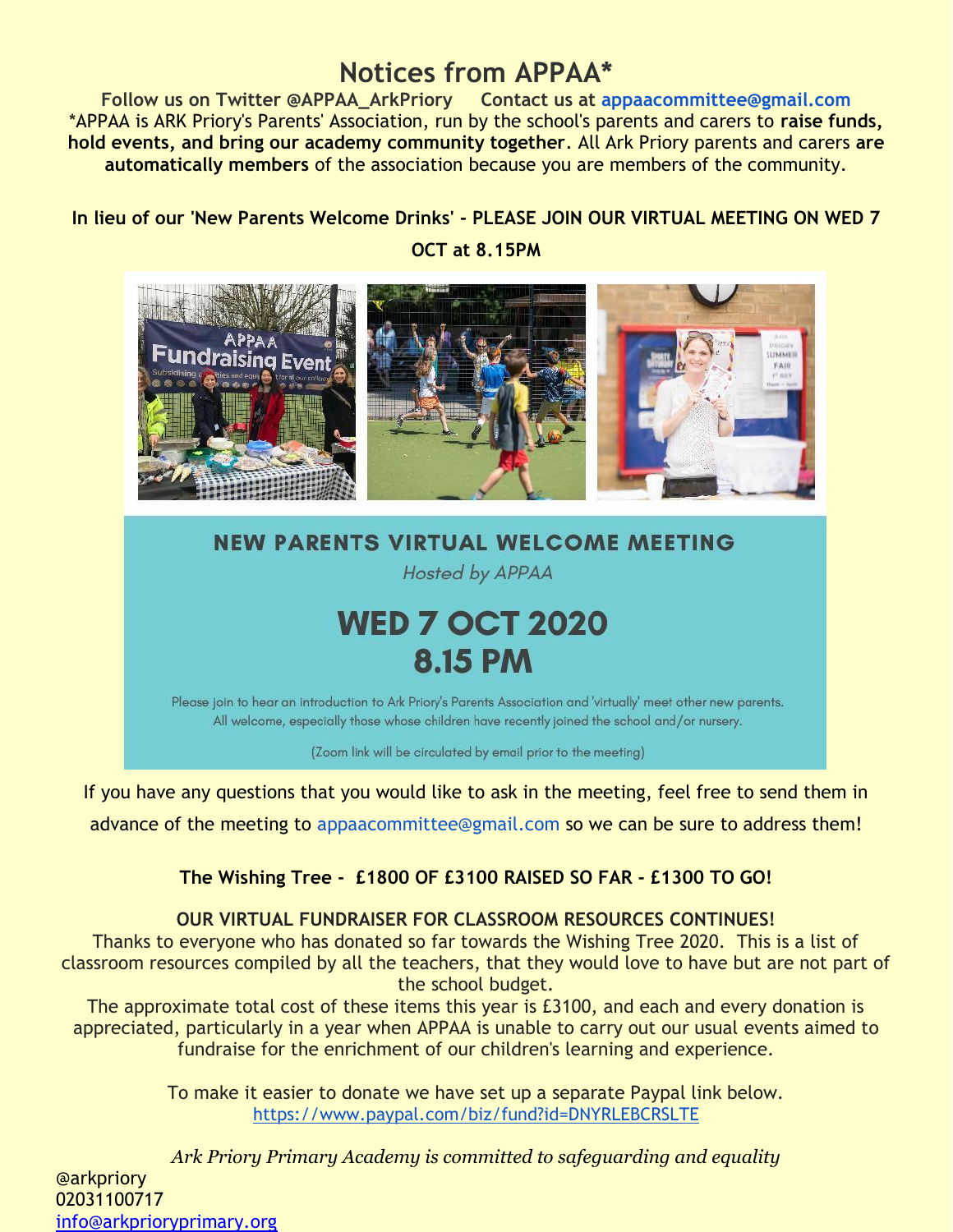# Notices from APPAA*

**Follow us on Twitter @APPAA_ArkPriory     Contact us at appaacommittee@gmail.com**

*APPAA is ARK Priory's Parents' Association, run by the school's parents and carers to **raise funds, hold events, and bring our academy community together**. All Ark Priory parents and carers **are automatically members** of the association because you are members of the community.

**In lieu of our 'New Parents Welcome Drinks' - PLEASE JOIN OUR VIRTUAL MEETING ON WED 7 OCT at 8.15PM**

## NEW PARENTS VIRTUAL WELCOME MEETING

*Hosted by APPAA*

## WED 7 OCT 2020
## 8.15 PM

Please join to hear an introduction to Ark Priory's Parents Association and 'virtually' meet other new parents. All welcome, especially those whose children have recently joined the school and/or nursery.

(Zoom link will be circulated by email prior to the meeting)

If you have any questions that you would like to ask in the meeting, feel free to send them in advance of the meeting to appaacommittee@gmail.com so we can be sure to address them!

**The Wishing Tree - £1800 OF £3100 RAISED SO FAR - £1300 TO GO!**

**OUR VIRTUAL FUNDRAISER FOR CLASSROOM RESOURCES CONTINUES!**

Thanks to everyone who has donated so far towards the Wishing Tree 2020. This is a list of classroom resources compiled by all the teachers, that they would love to have but are not part of the school budget.

The approximate total cost of these items this year is £3100, and each and every donation is appreciated, particularly in a year when APPAA is unable to carry out our usual events aimed to fundraise for the enrichment of our children's learning and experience.

To make it easier to donate we have set up a separate Paypal link below.
https://www.paypal.com/biz/fund?id=DNYRLEBCRSLTE

*Ark Priory Primary Academy is committed to safeguarding and equality*

@arkpriory
02031100717
info@arkprioryprimary.org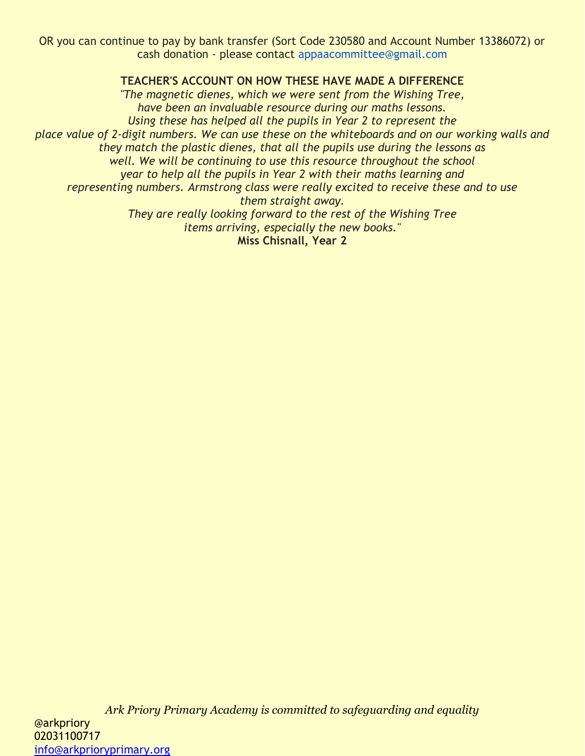OR you can continue to pay by bank transfer (Sort Code 230580 and Account Number 13386072) or cash donation - please contact appaacommittee@gmail.com

**TEACHER'S ACCOUNT ON HOW THESE HAVE MADE A DIFFERENCE**

*"The magnetic dienes, which we were sent from the Wishing Tree, have been an invaluable resource during our maths lessons. Using these has helped all the pupils in Year 2 to represent the place value of 2-digit numbers. We can use these on the whiteboards and on our working walls and they match the plastic dienes, that all the pupils use during the lessons as well. We will be continuing to use this resource throughout the school year to help all the pupils in Year 2 with their maths learning and representing numbers. Armstrong class were really excited to receive these and to use them straight away. They are really looking forward to the rest of the Wishing Tree items arriving, especially the new books."*

**Miss Chisnall, Year 2**

*Ark Priory Primary Academy is committed to safeguarding and equality*

@arkpriory
02031100717
info@arkprioryprimary.org